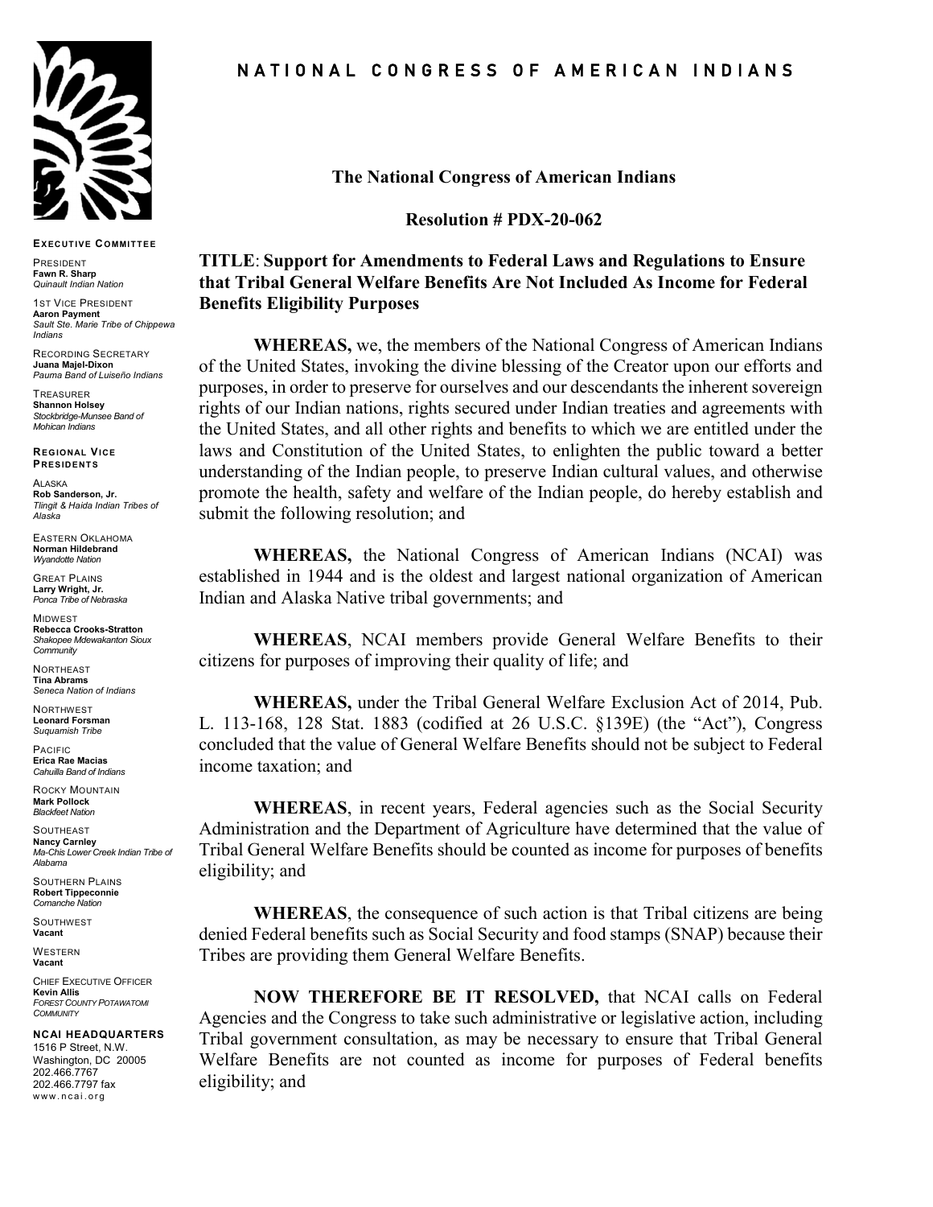# NATIONAL CONGRESS OF AMERICAN INDIANS

**EXECUTIVE COMMITTEE**

PRESIDENT
**Fawn R. Sharp**
*Quinault Indian Nation*

1ST VICE PRESIDENT
**Aaron Payment**
*Sault Ste. Marie Tribe of Chippewa Indians*

RECORDING SECRETARY
**Juana Majel-Dixon**
*Pauma Band of Luiseño Indians*

TREASURER
**Shannon Holsey**
*Stockbridge-Munsee Band of Mohican Indians*

**REGIONAL VICE PRESIDENTS**

ALASKA
**Rob Sanderson, Jr.**
*Tlingit & Haida Indian Tribes of Alaska*

EASTERN OKLAHOMA
**Norman Hildebrand**
*Wyandotte Nation*

GREAT PLAINS
**Larry Wright, Jr.**
*Ponca Tribe of Nebraska*

MIDWEST
**Rebecca Crooks-Stratton**
*Shakopee Mdewakanton Sioux Community*

NORTHEAST
**Tina Abrams**
*Seneca Nation of Indians*

NORTHWEST
**Leonard Forsman**
*Suquamish Tribe*

PACIFIC
**Erica Rae Macias**
*Cahuilla Band of Indians*

ROCKY MOUNTAIN
**Mark Pollock**
*Blackfeet Nation*

SOUTHEAST
**Nancy Carnley**
*Ma-Chis Lower Creek Indian Tribe of Alabama*

SOUTHERN PLAINS
**Robert Tippeconnie**
*Comanche Nation*

SOUTHWEST
**Vacant**

WESTERN
**Vacant**

CHIEF EXECUTIVE OFFICER
**Kevin Allis**
*FOREST COUNTY POTAWATOMI COMMUNITY*

**NCAI HEADQUARTERS**
1516 P Street, N.W.
Washington, DC 20005
202.466.7767
202.466.7797 fax
www.ncai.org

**The National Congress of American Indians**

**Resolution # PDX-20-062**

## TITLE: Support for Amendments to Federal Laws and Regulations to Ensure that Tribal General Welfare Benefits Are Not Included As Income for Federal Benefits Eligibility Purposes

**WHEREAS,** we, the members of the National Congress of American Indians of the United States, invoking the divine blessing of the Creator upon our efforts and purposes, in order to preserve for ourselves and our descendants the inherent sovereign rights of our Indian nations, rights secured under Indian treaties and agreements with the United States, and all other rights and benefits to which we are entitled under the laws and Constitution of the United States, to enlighten the public toward a better understanding of the Indian people, to preserve Indian cultural values, and otherwise promote the health, safety and welfare of the Indian people, do hereby establish and submit the following resolution; and

**WHEREAS,** the National Congress of American Indians (NCAI) was established in 1944 and is the oldest and largest national organization of American Indian and Alaska Native tribal governments; and

**WHEREAS**, NCAI members provide General Welfare Benefits to their citizens for purposes of improving their quality of life; and

**WHEREAS,** under the Tribal General Welfare Exclusion Act of 2014, Pub. L. 113-168, 128 Stat. 1883 (codified at 26 U.S.C. §139E) (the "Act"), Congress concluded that the value of General Welfare Benefits should not be subject to Federal income taxation; and

**WHEREAS**, in recent years, Federal agencies such as the Social Security Administration and the Department of Agriculture have determined that the value of Tribal General Welfare Benefits should be counted as income for purposes of benefits eligibility; and

**WHEREAS**, the consequence of such action is that Tribal citizens are being denied Federal benefits such as Social Security and food stamps (SNAP) because their Tribes are providing them General Welfare Benefits.

**NOW THEREFORE BE IT RESOLVED,** that NCAI calls on Federal Agencies and the Congress to take such administrative or legislative action, including Tribal government consultation, as may be necessary to ensure that Tribal General Welfare Benefits are not counted as income for purposes of Federal benefits eligibility; and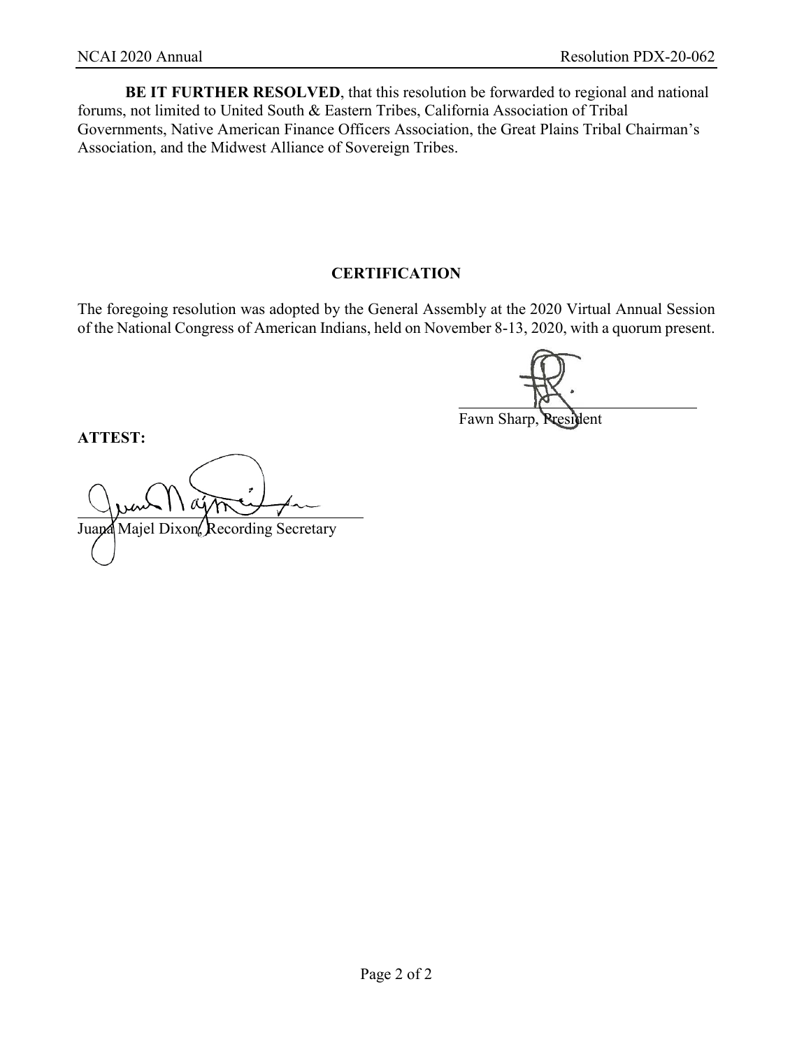**BE IT FURTHER RESOLVED**, that this resolution be forwarded to regional and national forums, not limited to United South & Eastern Tribes, California Association of Tribal Governments, Native American Finance Officers Association, the Great Plains Tribal Chairman's Association, and the Midwest Alliance of Sovereign Tribes.

## CERTIFICATION

The foregoing resolution was adopted by the General Assembly at the 2020 Virtual Annual Session of the National Congress of American Indians, held on November 8-13, 2020, with a quorum present.

Fawn Sharp, President

**ATTEST:**

Juana Majel Dixon, Recording Secretary